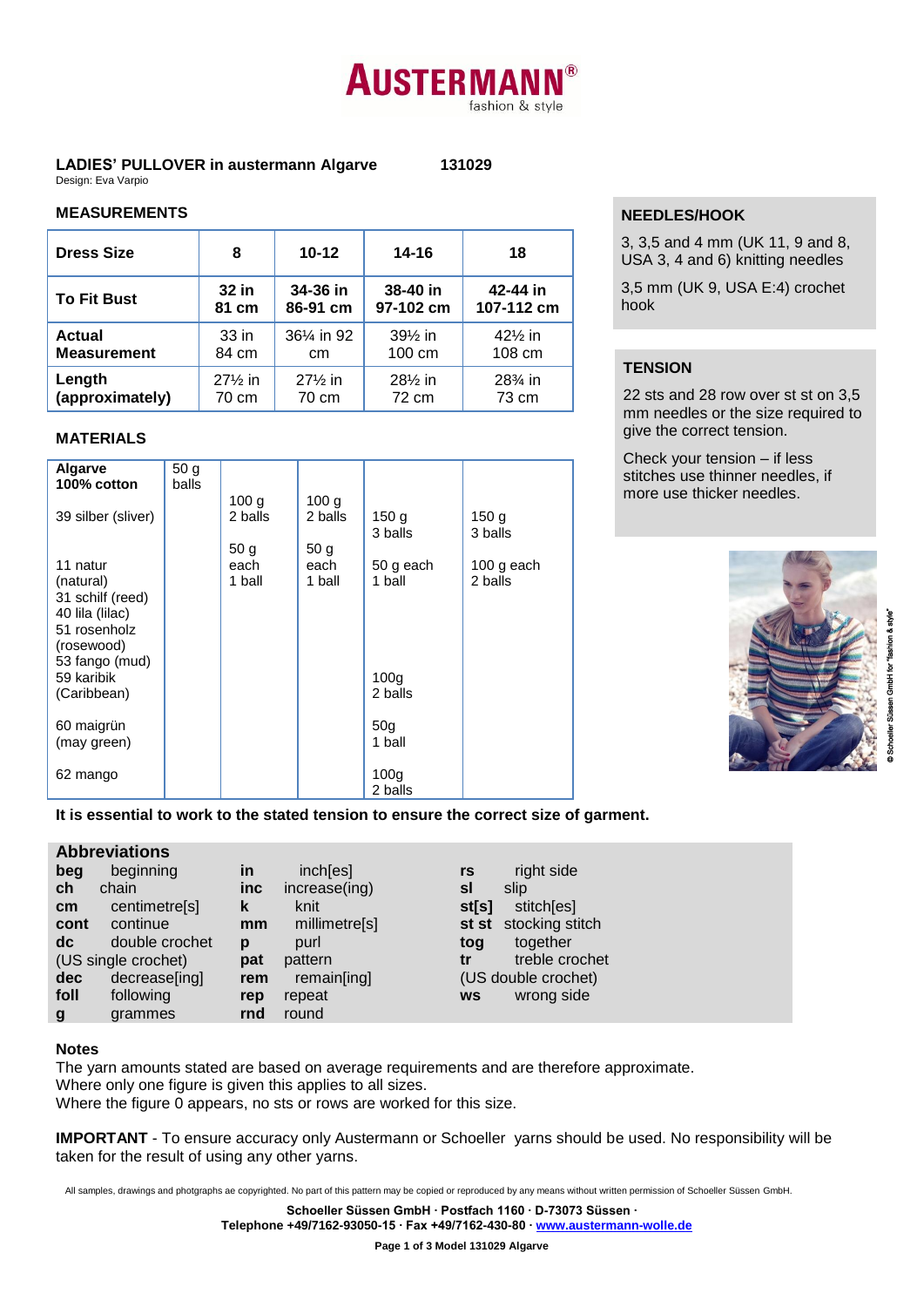# AUSTERMANN®
fashion & style

**LADIES' PULLOVER in austermann Algarve** **131029**
Design: Eva Varpio

## MEASUREMENTS

| Dress Size | 8 | 10-12 | 14-16 | 18 |
|---|---|---|---|---|
| **To Fit Bust** | **32 in 81 cm** | **34-36 in 86-91 cm** | **38-40 in 97-102 cm** | **42-44 in 107-112 cm** |
| **Actual Measurement** | 33 in 84 cm | 36¼ in 92 cm | 39½ in 100 cm | 42½ in 108 cm |
| **Length (approximately)** | 27½ in 70 cm | 27½ in 70 cm | 28½ in 72 cm | 28¾ in 73 cm |

## MATERIALS

| **Algarve 100% cotton** | 50 g balls | | | | |
|---|---|---|---|---|---|
| 39 silber (sliver) | | 100 g 2 balls | 100 g 2 balls | 150 g 3 balls | 150 g 3 balls |
| 11 natur (natural) 31 schilf (reed) 40 lila (lilac) 51 rosenholz (rosewood) 53 fango (mud) | | 50 g each 1 ball | 50 g each 1 ball | 50 g each 1 ball | 100 g each 2 balls |
| 59 karibik (Caribbean) | | | | 100g 2 balls | |
| 60 maigrün (may green) | | | | 50g 1 ball | |
| 62 mango | | | | 100g 2 balls | |

**It is essential to work to the stated tension to ensure the correct size of garment.**

## NEEDLES/HOOK

3, 3,5 and 4 mm (UK 11, 9 and 8, USA 3, 4 and 6) knitting needles

3,5 mm (UK 9, USA E:4) crochet hook

## TENSION

22 sts and 28 row over st st on 3,5 mm needles or the size required to give the correct tension.

Check your tension – if less stitches use thinner needles, if more use thicker needles.

© Schoeller Süssen GmbH for "fashion & style"

## Abbreviations

| | | | | | |
|---|---|---|---|---|---|
| **beg** | beginning | **in** | inch[es] | **rs** | right side |
| **ch** | chain | **inc** | increase(ing) | **sl** | slip |
| **cm** | centimetre[s] | **k** | knit | **st[s]** | stitch[es] |
| **cont** | continue | **mm** | millimetre[s] | **st st** | stocking stitch |
| **dc** | double crochet (US single crochet) | **p** | purl | **tog** | together |
| | | **pat** | pattern | **tr** | treble crochet (US double crochet) |
| **dec** | decrease[ing] | **rem** | remain[ing] | | |
| **foll** | following | **rep** | repeat | **ws** | wrong side |
| **g** | grammes | **rnd** | round | | |

### Notes

The yarn amounts stated are based on average requirements and are therefore approximate.
Where only one figure is given this applies to all sizes.
Where the figure 0 appears, no sts or rows are worked for this size.

**IMPORTANT** - To ensure accuracy only Austermann or Schoeller yarns should be used. No responsibility will be taken for the result of using any other yarns.

All samples, drawings and photgraphs ae copyrighted. No part of this pattern may be copied or reproduced by any means without written permission of Schoeller Süssen GmbH.

**Schoeller Süssen GmbH · Postfach 1160 · D-73073 Süssen ·**
**Telephone +49/7162-93050-15 · Fax +49/7162-430-80 · www.austermann-wolle.de**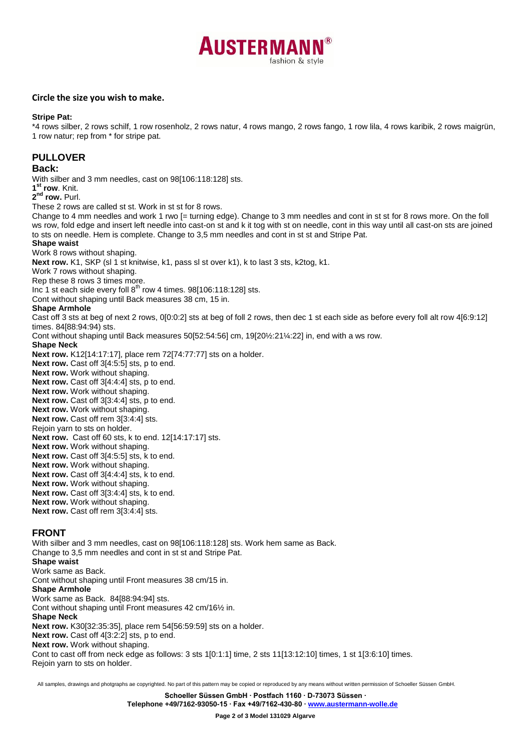**Circle the size you wish to make.**

**Stripe Pat:**
*4 rows silber, 2 rows schilf, 1 row rosenholz, 2 rows natur, 4 rows mango, 2 rows fango, 1 row lila, 4 rows karibik, 2 rows maigrün, 1 row natur; rep from * for stripe pat.

## PULLOVER

### Back:

With silber and 3 mm needles, cast on 98[106:118:128] sts.
**1st row**. Knit.
**2nd row.** Purl.
These 2 rows are called st st. Work in st st for 8 rows.
Change to 4 mm needles and work 1 rwo [= turning edge). Change to 3 mm needles and cont in st st for 8 rows more. On the foll ws row, fold edge and insert left needle into cast-on st and k it tog with st on needle, cont in this way until all cast-on sts are joined to sts on needle. Hem is complete. Change to 3,5 mm needles and cont in st st and Stripe Pat.

**Shape waist**
Work 8 rows without shaping.
**Next row.** K1, SKP (sl 1 st knitwise, k1, pass sl st over k1), k to last 3 sts, k2tog, k1.
Work 7 rows without shaping.
Rep these 8 rows 3 times more.
Inc 1 st each side every foll 8th row 4 times. 98[106:118:128] sts.
Cont without shaping until Back measures 38 cm, 15 in.

**Shape Armhole**
Cast off 3 sts at beg of next 2 rows, 0[0:0:2] sts at beg of foll 2 rows, then dec 1 st each side as before every foll alt row 4[6:9:12] times. 84[88:94:94] sts.
Cont without shaping until Back measures 50[52:54:56] cm, 19[20½:21¼:22] in, end with a ws row.

**Shape Neck**
**Next row.** K12[14:17:17], place rem 72[74:77:77] sts on a holder.
**Next row.** Cast off 3[4:5:5] sts, p to end.
**Next row.** Work without shaping.
**Next row.** Cast off 3[4:4:4] sts, p to end.
**Next row.** Work without shaping.
**Next row.** Cast off 3[3:4:4] sts, p to end.
**Next row.** Work without shaping.
**Next row.** Cast off rem 3[3:4:4] sts.
Rejoin yarn to sts on holder.
**Next row.** Cast off 60 sts, k to end. 12[14:17:17] sts.
**Next row.** Work without shaping.
**Next row.** Cast off 3[4:5:5] sts, k to end.
**Next row.** Work without shaping.
**Next row.** Cast off 3[4:4:4] sts, k to end.
**Next row.** Work without shaping.
**Next row.** Cast off 3[3:4:4] sts, k to end.
**Next row.** Work without shaping.
**Next row.** Cast off rem 3[3:4:4] sts.

## FRONT

With silber and 3 mm needles, cast on 98[106:118:128] sts. Work hem same as Back.
Change to 3,5 mm needles and cont in st st and Stripe Pat.

**Shape waist**
Work same as Back.
Cont without shaping until Front measures 38 cm/15 in.

**Shape Armhole**
Work same as Back. 84[88:94:94] sts.
Cont without shaping until Front measures 42 cm/16½ in.

**Shape Neck**
**Next row.** K30[32:35:35], place rem 54[56:59:59] sts on a holder.
**Next row.** Cast off 4[3:2:2] sts, p to end.
**Next row.** Work without shaping.
Cont to cast off from neck edge as follows: 3 sts 1[0:1:1] time, 2 sts 11[13:12:10] times, 1 st 1[3:6:10] times.
Rejoin yarn to sts on holder.

All samples, drawings and photgraphs ae copyrighted. No part of this pattern may be copied or reproduced by any means without written permission of Schoeller Süssen GmbH.

**Schoeller Süssen GmbH · Postfach 1160 · D-73073 Süssen ·**
**Telephone +49/7162-93050-15 · Fax +49/7162-430-80 · www.austermann-wolle.de**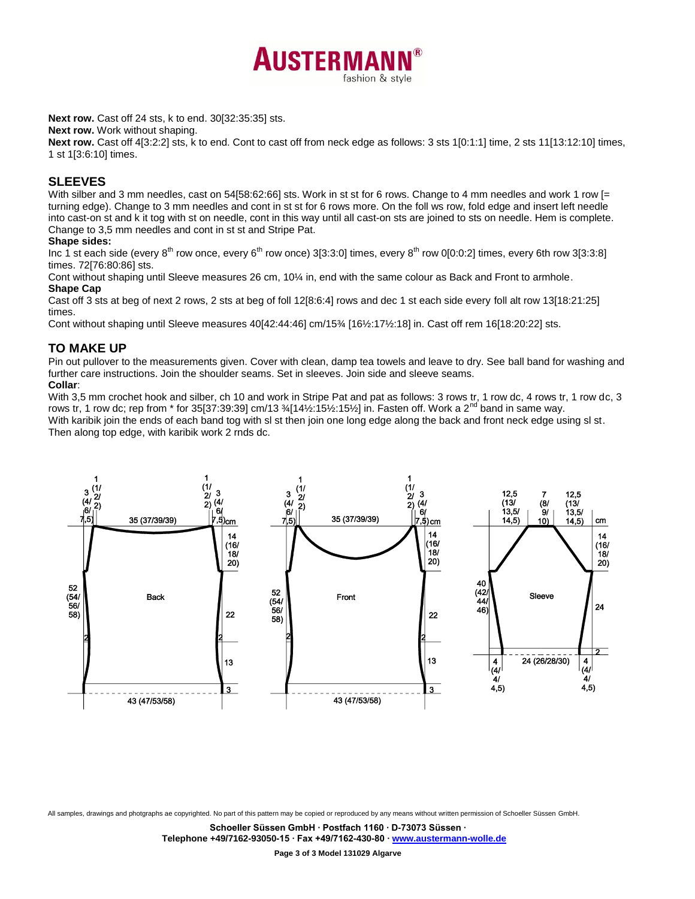**Next row.** Cast off 24 sts, k to end. 30[32:35:35] sts.

**Next row.** Work without shaping.

**Next row.** Cast off 4[3:2:2] sts, k to end. Cont to cast off from neck edge as follows: 3 sts 1[0:1:1] time, 2 sts 11[13:12:10] times, 1 st 1[3:6:10] times.

## SLEEVES

With silber and 3 mm needles, cast on 54[58:62:66] sts. Work in st st for 6 rows. Change to 4 mm needles and work 1 row [= turning edge). Change to 3 mm needles and cont in st st for 6 rows more. On the foll ws row, fold edge and insert left needle into cast-on st and k it tog with st on needle, cont in this way until all cast-on sts are joined to sts on needle. Hem is complete. Change to 3,5 mm needles and cont in st st and Stripe Pat.

**Shape sides:**

Inc 1 st each side (every 8th row once, every 6th row once) 3[3:3:0] times, every 8th row 0[0:0:2] times, every 6th row 3[3:3:8] times. 72[76:80:86] sts.

Cont without shaping until Sleeve measures 26 cm, 10¼ in, end with the same colour as Back and Front to armhole.

**Shape Cap**

Cast off 3 sts at beg of next 2 rows, 2 sts at beg of foll 12[8:6:4] rows and dec 1 st each side every foll alt row 13[18:21:25] times.

Cont without shaping until Sleeve measures 40[42:44:46] cm/15¾ [16½:17½:18] in. Cast off rem 16[18:20:22] sts.

## TO MAKE UP

Pin out pullover to the measurements given. Cover with clean, damp tea towels and leave to dry. See ball band for washing and further care instructions. Join the shoulder seams. Set in sleeves. Join side and sleeve seams.

**Collar**:

With 3,5 mm crochet hook and silber, ch 10 and work in Stripe Pat and pat as follows: 3 rows tr, 1 row dc, 4 rows tr, 1 row dc, 3 rows tr, 1 row dc; rep from * for 35[37:39:39] cm/13 ¾[14½:15½:15½] in. Fasten off. Work a 2nd band in same way.

With karibik join the ends of each band tog with sl st then join one long edge along the back and front neck edge using sl st. Then along top edge, with karibik work 2 rnds dc.

1 (1/2/2)
3 (4/6/7,5)
35 (37/39/39)
cm
14 (16/18/20)
52 (54/56/58)
Back
22
2
13
3
43 (47/53/58)

1 (1/2/2)
3 (4/6/7,5)
35 (37/39/39)
cm
14 (16/18/20)
52 (54/56/58)
Front
22
2
13
3
43 (47/53/58)

12,5 (13/13,5/14,5)
7 (8/9/10)
12,5 (13/13,5/14,5)
cm
14 (16/18/20)
40 (42/44/46)
Sleeve
24
2
4 (4/4/4,5)
24 (26/28/30)
4 (4/4/4,5)

All samples, drawings and photgraphs ae copyrighted. No part of this pattern may be copied or reproduced by any means without written permission of Schoeller Süssen GmbH.

Schoeller Süssen GmbH · Postfach 1160 · D-73073 Süssen ·
Telephone +49/7162-93050-15 · Fax +49/7162-430-80 · www.austermann-wolle.de